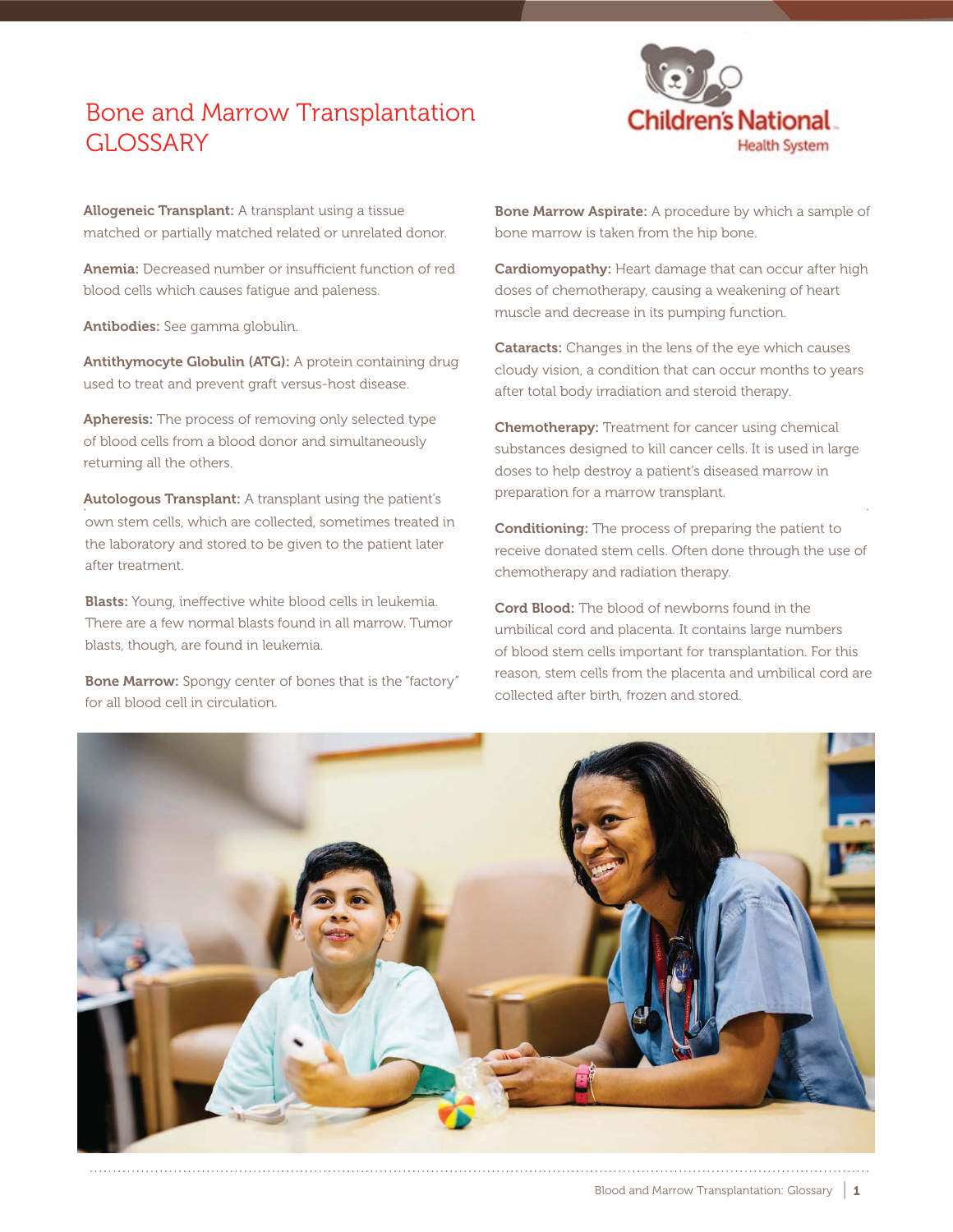# Bone and Marrow Transplantation GLOSSARY

**Allogeneic Transplant:** A transplant using a tissue matched or partially matched related or unrelated donor.

**Anemia:** Decreased number or insufficient function of red blood cells which causes fatigue and paleness.

**Antibodies:** See gamma globulin.

**Antithymocyte Globulin (ATG):** A protein containing drug used to treat and prevent graft versus-host disease.

**Apheresis:** The process of removing only selected type of blood cells from a blood donor and simultaneously returning all the others.

**Autologous Transplant:** A transplant using the patient's own stem cells, which are collected, sometimes treated in the laboratory and stored to be given to the patient later after treatment.

**Blasts:** Young, ineffective white blood cells in leukemia. There are a few normal blasts found in all marrow. Tumor blasts, though, are found in leukemia.

**Bone Marrow:** Spongy center of bones that is the "factory" for all blood cell in circulation.

**Bone Marrow Aspirate:** A procedure by which a sample of bone marrow is taken from the hip bone.

**Cardiomyopathy:** Heart damage that can occur after high doses of chemotherapy, causing a weakening of heart muscle and decrease in its pumping function.

**Cataracts:** Changes in the lens of the eye which causes cloudy vision, a condition that can occur months to years after total body irradiation and steroid therapy.

**Chemotherapy:** Treatment for cancer using chemical substances designed to kill cancer cells. It is used in large doses to help destroy a patient's diseased marrow in preparation for a marrow transplant.

**Conditioning:** The process of preparing the patient to receive donated stem cells. Often done through the use of chemotherapy and radiation therapy.

**Cord Blood:** The blood of newborns found in the umbilical cord and placenta. It contains large numbers of blood stem cells important for transplantation. For this reason, stem cells from the placenta and umbilical cord are collected after birth, frozen and stored.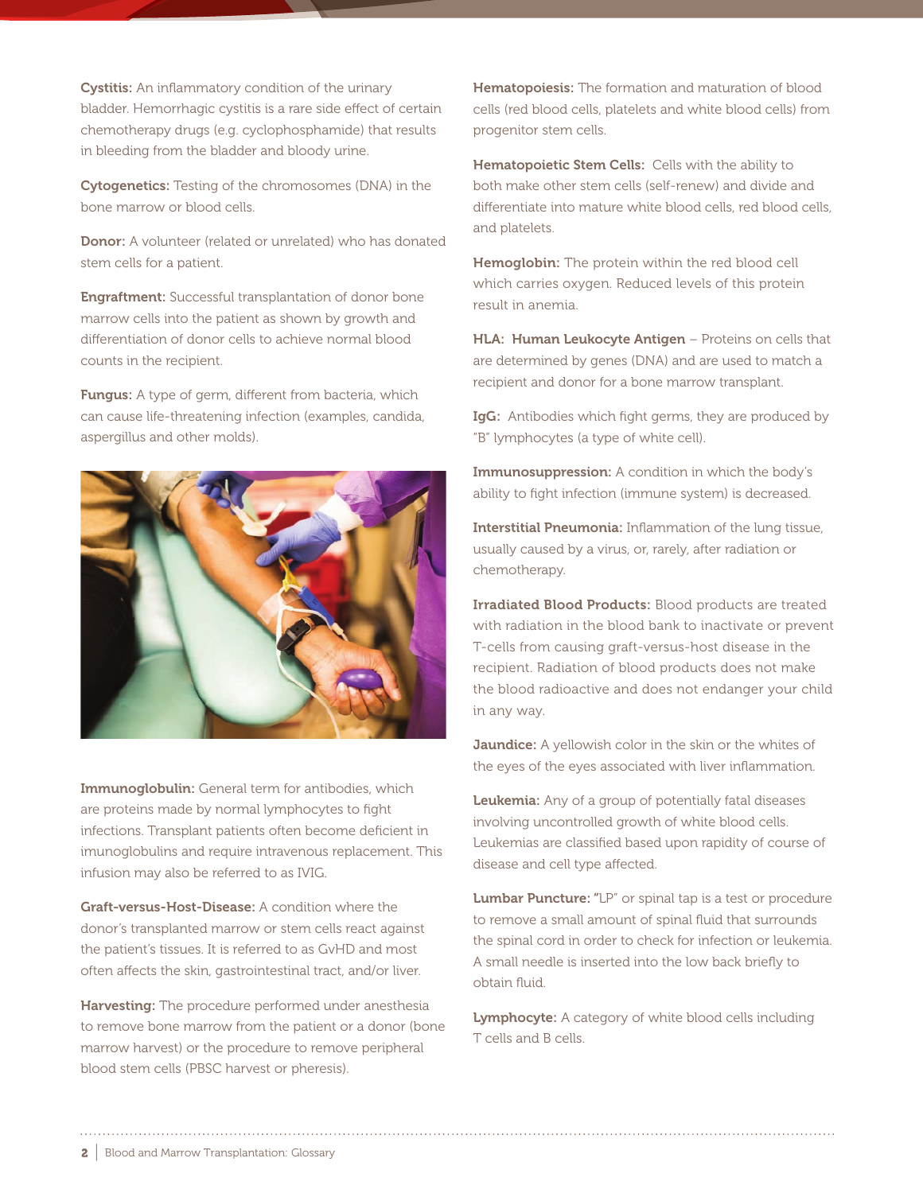**Cystitis:** An inflammatory condition of the urinary bladder. Hemorrhagic cystitis is a rare side effect of certain chemotherapy drugs (e.g. cyclophosphamide) that results in bleeding from the bladder and bloody urine.

**Cytogenetics:** Testing of the chromosomes (DNA) in the bone marrow or blood cells.

**Donor:** A volunteer (related or unrelated) who has donated stem cells for a patient.

**Engraftment:** Successful transplantation of donor bone marrow cells into the patient as shown by growth and differentiation of donor cells to achieve normal blood counts in the recipient.

**Fungus:** A type of germ, different from bacteria, which can cause life-threatening infection (examples, candida, aspergillus and other molds).

**Immunoglobulin:** General term for antibodies, which are proteins made by normal lymphocytes to fight infections. Transplant patients often become deficient in imunoglobulins and require intravenous replacement. This infusion may also be referred to as IVIG.

**Graft-versus-Host-Disease:** A condition where the donor's transplanted marrow or stem cells react against the patient's tissues. It is referred to as GvHD and most often affects the skin, gastrointestinal tract, and/or liver.

**Harvesting:** The procedure performed under anesthesia to remove bone marrow from the patient or a donor (bone marrow harvest) or the procedure to remove peripheral blood stem cells (PBSC harvest or pheresis).

**Hematopoiesis:** The formation and maturation of blood cells (red blood cells, platelets and white blood cells) from progenitor stem cells.

**Hematopoietic Stem Cells:** Cells with the ability to both make other stem cells (self-renew) and divide and differentiate into mature white blood cells, red blood cells, and platelets.

**Hemoglobin:** The protein within the red blood cell which carries oxygen. Reduced levels of this protein result in anemia.

**HLA: Human Leukocyte Antigen** – Proteins on cells that are determined by genes (DNA) and are used to match a recipient and donor for a bone marrow transplant.

**IgG:** Antibodies which fight germs, they are produced by "B" lymphocytes (a type of white cell).

**Immunosuppression:** A condition in which the body's ability to fight infection (immune system) is decreased.

**Interstitial Pneumonia:** Inflammation of the lung tissue, usually caused by a virus, or, rarely, after radiation or chemotherapy.

**Irradiated Blood Products:** Blood products are treated with radiation in the blood bank to inactivate or prevent T-cells from causing graft-versus-host disease in the recipient. Radiation of blood products does not make the blood radioactive and does not endanger your child in any way.

**Jaundice:** A yellowish color in the skin or the whites of the eyes of the eyes associated with liver inflammation.

**Leukemia:** Any of a group of potentially fatal diseases involving uncontrolled growth of white blood cells. Leukemias are classified based upon rapidity of course of disease and cell type affected.

**Lumbar Puncture:** "LP" or spinal tap is a test or procedure to remove a small amount of spinal fluid that surrounds the spinal cord in order to check for infection or leukemia. A small needle is inserted into the low back briefly to obtain fluid.

**Lymphocyte:** A category of white blood cells including T cells and B cells.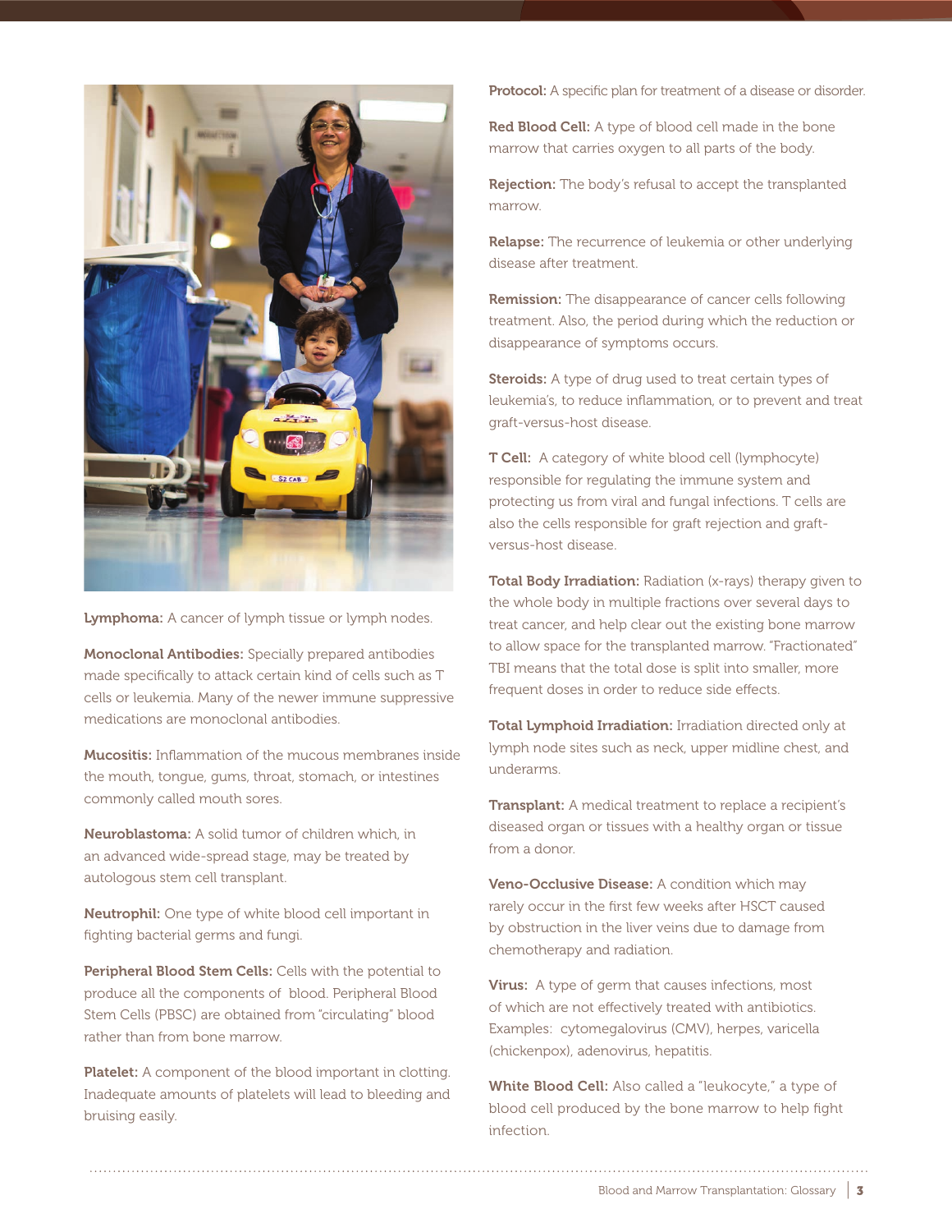**Lymphoma:** A cancer of lymph tissue or lymph nodes.

**Monoclonal Antibodies:** Specially prepared antibodies made specifically to attack certain kind of cells such as T cells or leukemia. Many of the newer immune suppressive medications are monoclonal antibodies.

**Mucositis:** Inflammation of the mucous membranes inside the mouth, tongue, gums, throat, stomach, or intestines commonly called mouth sores.

**Neuroblastoma:** A solid tumor of children which, in an advanced wide-spread stage, may be treated by autologous stem cell transplant.

**Neutrophil:** One type of white blood cell important in fighting bacterial germs and fungi.

**Peripheral Blood Stem Cells:** Cells with the potential to produce all the components of blood. Peripheral Blood Stem Cells (PBSC) are obtained from "circulating" blood rather than from bone marrow.

**Platelet:** A component of the blood important in clotting. Inadequate amounts of platelets will lead to bleeding and bruising easily.

**Protocol:** A specific plan for treatment of a disease or disorder.

**Red Blood Cell:** A type of blood cell made in the bone marrow that carries oxygen to all parts of the body.

**Rejection:** The body's refusal to accept the transplanted marrow.

**Relapse:** The recurrence of leukemia or other underlying disease after treatment.

**Remission:** The disappearance of cancer cells following treatment. Also, the period during which the reduction or disappearance of symptoms occurs.

**Steroids:** A type of drug used to treat certain types of leukemia's, to reduce inflammation, or to prevent and treat graft-versus-host disease.

**T Cell:** A category of white blood cell (lymphocyte) responsible for regulating the immune system and protecting us from viral and fungal infections. T cells are also the cells responsible for graft rejection and graft-versus-host disease.

**Total Body Irradiation:** Radiation (x-rays) therapy given to the whole body in multiple fractions over several days to treat cancer, and help clear out the existing bone marrow to allow space for the transplanted marrow. "Fractionated" TBI means that the total dose is split into smaller, more frequent doses in order to reduce side effects.

**Total Lymphoid Irradiation:** Irradiation directed only at lymph node sites such as neck, upper midline chest, and underarms.

**Transplant:** A medical treatment to replace a recipient's diseased organ or tissues with a healthy organ or tissue from a donor.

**Veno-Occlusive Disease:** A condition which may rarely occur in the first few weeks after HSCT caused by obstruction in the liver veins due to damage from chemotherapy and radiation.

**Virus:** A type of germ that causes infections, most of which are not effectively treated with antibiotics. Examples: cytomegalovirus (CMV), herpes, varicella (chickenpox), adenovirus, hepatitis.

**White Blood Cell:** Also called a "leukocyte," a type of blood cell produced by the bone marrow to help fight infection.